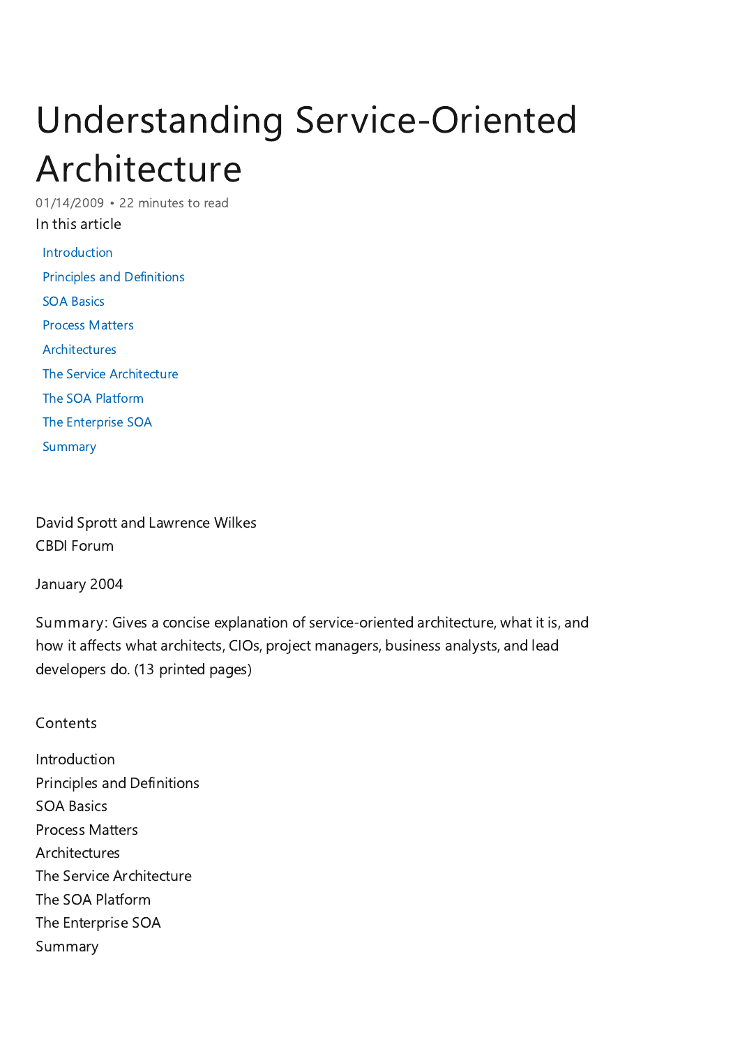# Understanding Service-Oriented Architecture

01/14/2009 • 22 minutes to read

In this article

- Introduction
- Principles and Definitions
- SOA Basics
- Process Matters
- Architectures
- The Service Architecture
- The SOA Platform
- The Enterprise SOA
- Summary

David Sprott and Lawrence Wilkes
CBDI Forum

January 2004

Summary: Gives a concise explanation of service-oriented architecture, what it is, and how it affects what architects, CIOs, project managers, business analysts, and lead developers do. (13 printed pages)

Contents

Introduction
Principles and Definitions
SOA Basics
Process Matters
Architectures
The Service Architecture
The SOA Platform
The Enterprise SOA
Summary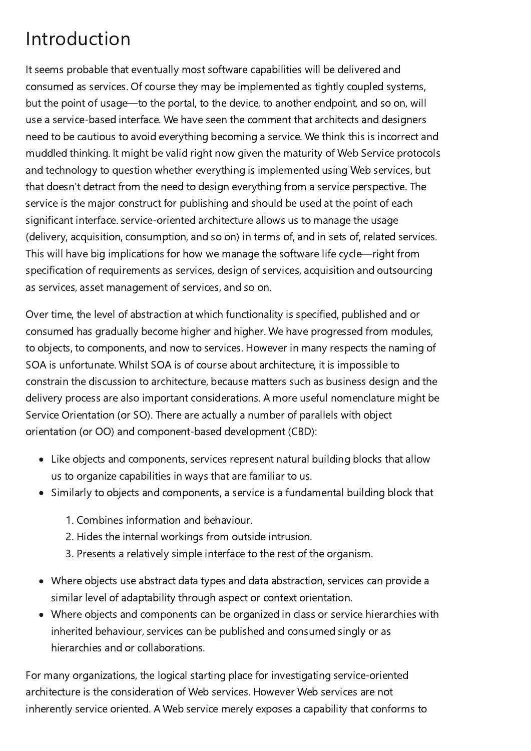# Introduction

It seems probable that eventually most software capabilities will be delivered and consumed as services. Of course they may be implemented as tightly coupled systems, but the point of usage—to the portal, to the device, to another endpoint, and so on, will use a service-based interface. We have seen the comment that architects and designers need to be cautious to avoid everything becoming a service. We think this is incorrect and muddled thinking. It might be valid right now given the maturity of Web Service protocols and technology to question whether everything is implemented using Web services, but that doesn't detract from the need to design everything from a service perspective. The service is the major construct for publishing and should be used at the point of each significant interface. service-oriented architecture allows us to manage the usage (delivery, acquisition, consumption, and so on) in terms of, and in sets of, related services. This will have big implications for how we manage the software life cycle—right from specification of requirements as services, design of services, acquisition and outsourcing as services, asset management of services, and so on.

Over time, the level of abstraction at which functionality is specified, published and or consumed has gradually become higher and higher. We have progressed from modules, to objects, to components, and now to services. However in many respects the naming of SOA is unfortunate. Whilst SOA is of course about architecture, it is impossible to constrain the discussion to architecture, because matters such as business design and the delivery process are also important considerations. A more useful nomenclature might be Service Orientation (or SO). There are actually a number of parallels with object orientation (or OO) and component-based development (CBD):

- Like objects and components, services represent natural building blocks that allow us to organize capabilities in ways that are familiar to us.
- Similarly to objects and components, a service is a fundamental building block that
  1. Combines information and behaviour.
  2. Hides the internal workings from outside intrusion.
  3. Presents a relatively simple interface to the rest of the organism.
- Where objects use abstract data types and data abstraction, services can provide a similar level of adaptability through aspect or context orientation.
- Where objects and components can be organized in class or service hierarchies with inherited behaviour, services can be published and consumed singly or as hierarchies and or collaborations.

For many organizations, the logical starting place for investigating service-oriented architecture is the consideration of Web services. However Web services are not inherently service oriented. A Web service merely exposes a capability that conforms to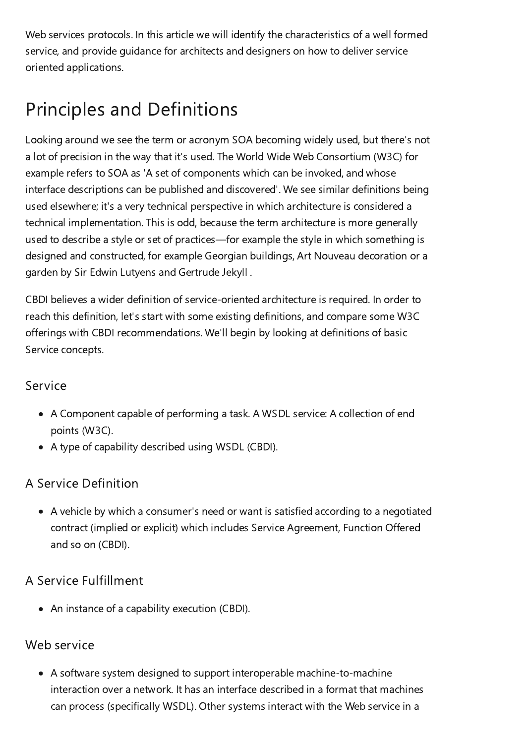Web services protocols. In this article we will identify the characteristics of a well formed service, and provide guidance for architects and designers on how to deliver service oriented applications.

# Principles and Definitions

Looking around we see the term or acronym SOA becoming widely used, but there's not a lot of precision in the way that it's used. The World Wide Web Consortium (W3C) for example refers to SOA as 'A set of components which can be invoked, and whose interface descriptions can be published and discovered'. We see similar definitions being used elsewhere; it's a very technical perspective in which architecture is considered a technical implementation. This is odd, because the term architecture is more generally used to describe a style or set of practices—for example the style in which something is designed and constructed, for example Georgian buildings, Art Nouveau decoration or a garden by Sir Edwin Lutyens and Gertrude Jekyll .

CBDI believes a wider definition of service-oriented architecture is required. In order to reach this definition, let's start with some existing definitions, and compare some W3C offerings with CBDI recommendations. We'll begin by looking at definitions of basic Service concepts.

### Service

- A Component capable of performing a task. A WSDL service: A collection of end points (W3C).
- A type of capability described using WSDL (CBDI).

### A Service Definition

- A vehicle by which a consumer's need or want is satisfied according to a negotiated contract (implied or explicit) which includes Service Agreement, Function Offered and so on (CBDI).

### A Service Fulfillment

- An instance of a capability execution (CBDI).

### Web service

- A software system designed to support interoperable machine-to-machine interaction over a network. It has an interface described in a format that machines can process (specifically WSDL). Other systems interact with the Web service in a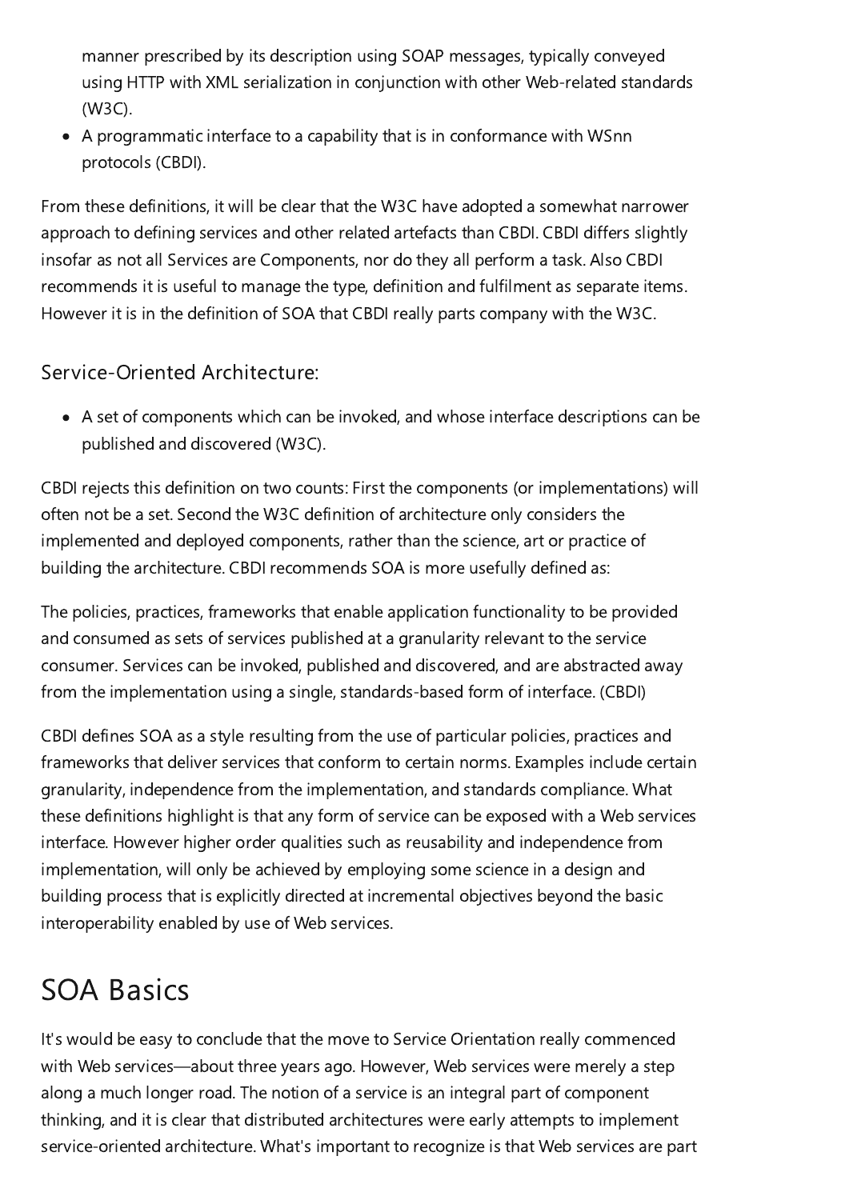manner prescribed by its description using SOAP messages, typically conveyed using HTTP with XML serialization in conjunction with other Web-related standards (W3C).

- A programmatic interface to a capability that is in conformance with WSnn protocols (CBDI).

From these definitions, it will be clear that the W3C have adopted a somewhat narrower approach to defining services and other related artefacts than CBDI. CBDI differs slightly insofar as not all Services are Components, nor do they all perform a task. Also CBDI recommends it is useful to manage the type, definition and fulfilment as separate items. However it is in the definition of SOA that CBDI really parts company with the W3C.

### Service-Oriented Architecture:

- A set of components which can be invoked, and whose interface descriptions can be published and discovered (W3C).

CBDI rejects this definition on two counts: First the components (or implementations) will often not be a set. Second the W3C definition of architecture only considers the implemented and deployed components, rather than the science, art or practice of building the architecture. CBDI recommends SOA is more usefully defined as:

The policies, practices, frameworks that enable application functionality to be provided and consumed as sets of services published at a granularity relevant to the service consumer. Services can be invoked, published and discovered, and are abstracted away from the implementation using a single, standards-based form of interface. (CBDI)

CBDI defines SOA as a style resulting from the use of particular policies, practices and frameworks that deliver services that conform to certain norms. Examples include certain granularity, independence from the implementation, and standards compliance. What these definitions highlight is that any form of service can be exposed with a Web services interface. However higher order qualities such as reusability and independence from implementation, will only be achieved by employing some science in a design and building process that is explicitly directed at incremental objectives beyond the basic interoperability enabled by use of Web services.

# SOA Basics

It's would be easy to conclude that the move to Service Orientation really commenced with Web services—about three years ago. However, Web services were merely a step along a much longer road. The notion of a service is an integral part of component thinking, and it is clear that distributed architectures were early attempts to implement service-oriented architecture. What's important to recognize is that Web services are part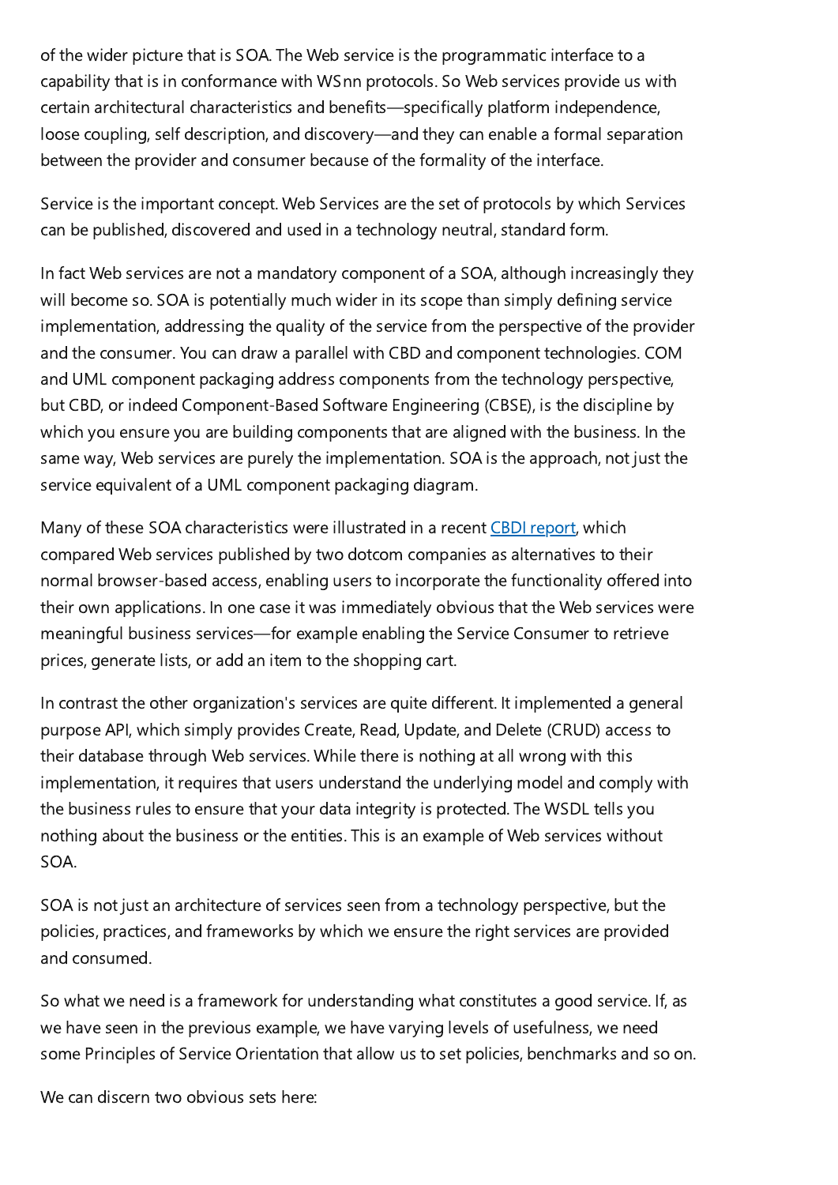of the wider picture that is SOA. The Web service is the programmatic interface to a capability that is in conformance with WSnn protocols. So Web services provide us with certain architectural characteristics and benefits—specifically platform independence, loose coupling, self description, and discovery—and they can enable a formal separation between the provider and consumer because of the formality of the interface.

Service is the important concept. Web Services are the set of protocols by which Services can be published, discovered and used in a technology neutral, standard form.

In fact Web services are not a mandatory component of a SOA, although increasingly they will become so. SOA is potentially much wider in its scope than simply defining service implementation, addressing the quality of the service from the perspective of the provider and the consumer. You can draw a parallel with CBD and component technologies. COM and UML component packaging address components from the technology perspective, but CBD, or indeed Component-Based Software Engineering (CBSE), is the discipline by which you ensure you are building components that are aligned with the business. In the same way, Web services are purely the implementation. SOA is the approach, not just the service equivalent of a UML component packaging diagram.

Many of these SOA characteristics were illustrated in a recent [CBDI report](), which compared Web services published by two dotcom companies as alternatives to their normal browser-based access, enabling users to incorporate the functionality offered into their own applications. In one case it was immediately obvious that the Web services were meaningful business services—for example enabling the Service Consumer to retrieve prices, generate lists, or add an item to the shopping cart.

In contrast the other organization's services are quite different. It implemented a general purpose API, which simply provides Create, Read, Update, and Delete (CRUD) access to their database through Web services. While there is nothing at all wrong with this implementation, it requires that users understand the underlying model and comply with the business rules to ensure that your data integrity is protected. The WSDL tells you nothing about the business or the entities. This is an example of Web services without SOA.

SOA is not just an architecture of services seen from a technology perspective, but the policies, practices, and frameworks by which we ensure the right services are provided and consumed.

So what we need is a framework for understanding what constitutes a good service. If, as we have seen in the previous example, we have varying levels of usefulness, we need some Principles of Service Orientation that allow us to set policies, benchmarks and so on.

We can discern two obvious sets here: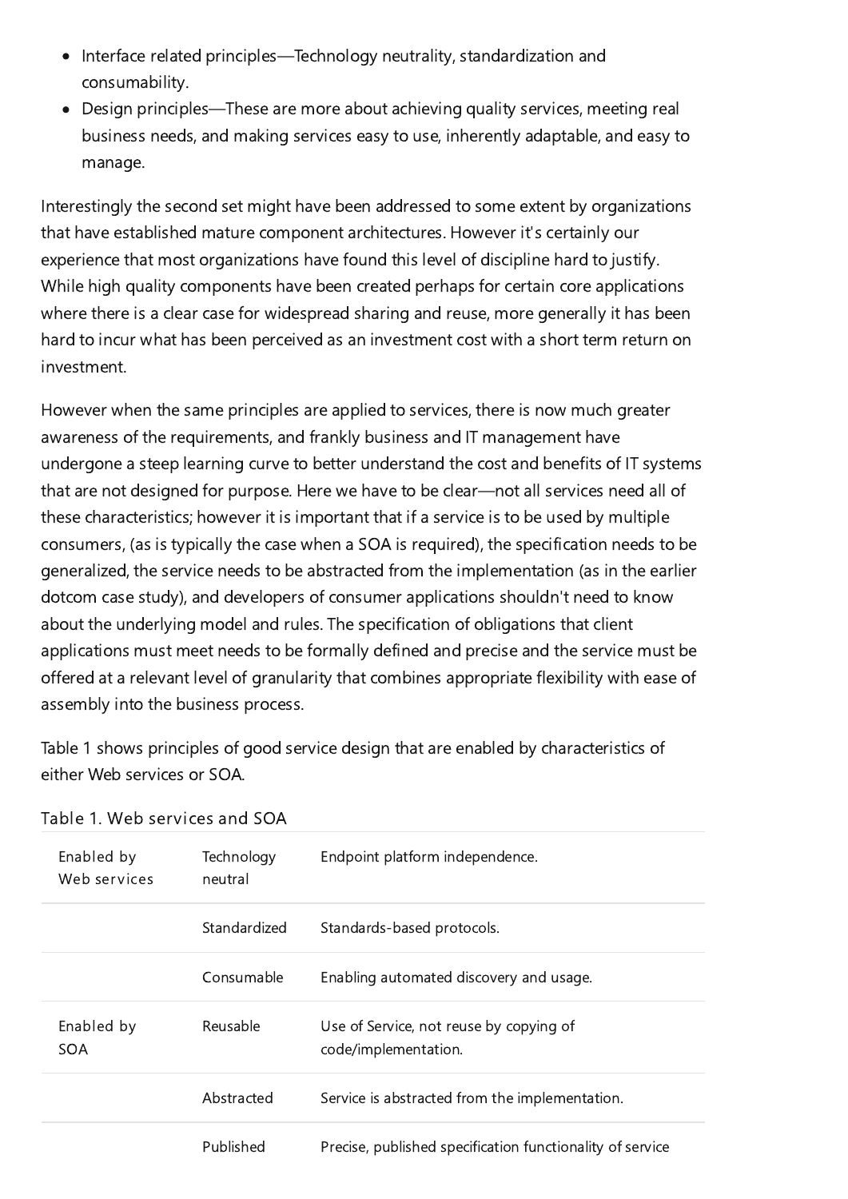- Interface related principles—Technology neutrality, standardization and consumability.
- Design principles—These are more about achieving quality services, meeting real business needs, and making services easy to use, inherently adaptable, and easy to manage.

Interestingly the second set might have been addressed to some extent by organizations that have established mature component architectures. However it's certainly our experience that most organizations have found this level of discipline hard to justify. While high quality components have been created perhaps for certain core applications where there is a clear case for widespread sharing and reuse, more generally it has been hard to incur what has been perceived as an investment cost with a short term return on investment.

However when the same principles are applied to services, there is now much greater awareness of the requirements, and frankly business and IT management have undergone a steep learning curve to better understand the cost and benefits of IT systems that are not designed for purpose. Here we have to be clear—not all services need all of these characteristics; however it is important that if a service is to be used by multiple consumers, (as is typically the case when a SOA is required), the specification needs to be generalized, the service needs to be abstracted from the implementation (as in the earlier dotcom case study), and developers of consumer applications shouldn't need to know about the underlying model and rules. The specification of obligations that client applications must meet needs to be formally defined and precise and the service must be offered at a relevant level of granularity that combines appropriate flexibility with ease of assembly into the business process.

Table 1 shows principles of good service design that are enabled by characteristics of either Web services or SOA.

Table 1. Web services and SOA

| | | |
|---|---|---|
| Enabled by Web services | Technology neutral | Endpoint platform independence. |
| | Standardized | Standards-based protocols. |
| | Consumable | Enabling automated discovery and usage. |
| Enabled by SOA | Reusable | Use of Service, not reuse by copying of code/implementation. |
| | Abstracted | Service is abstracted from the implementation. |
| | Published | Precise, published specification functionality of service |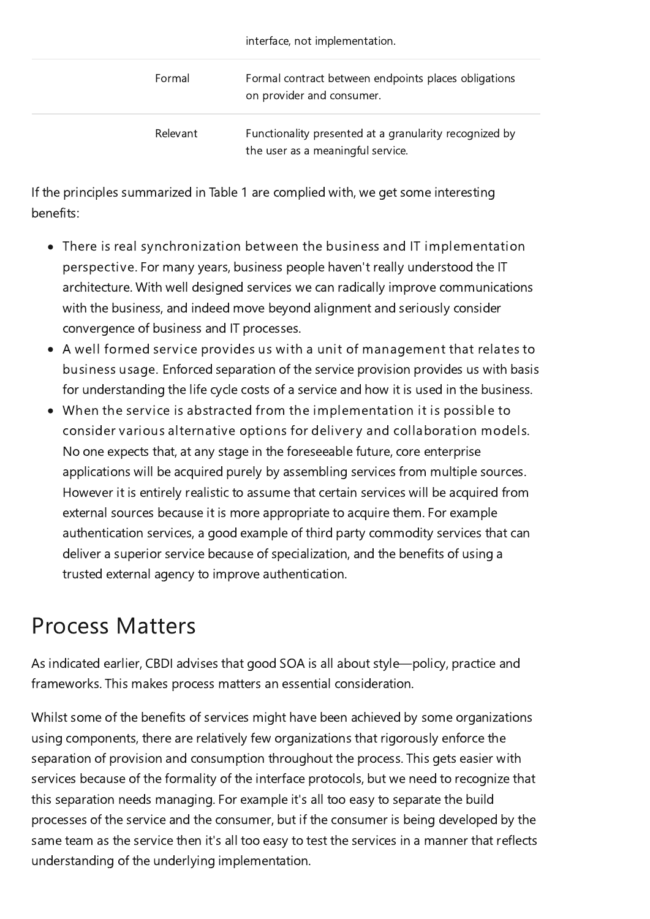| | | |
|---|---|---|
| | | interface, not implementation. |
| | Formal | Formal contract between endpoints places obligations on provider and consumer. |
| | Relevant | Functionality presented at a granularity recognized by the user as a meaningful service. |

If the principles summarized in Table 1 are complied with, we get some interesting benefits:

- There is real synchronization between the business and IT implementation perspective. For many years, business people haven't really understood the IT architecture. With well designed services we can radically improve communications with the business, and indeed move beyond alignment and seriously consider convergence of business and IT processes.
- A well formed service provides us with a unit of management that relates to business usage. Enforced separation of the service provision provides us with basis for understanding the life cycle costs of a service and how it is used in the business.
- When the service is abstracted from the implementation it is possible to consider various alternative options for delivery and collaboration models. No one expects that, at any stage in the foreseeable future, core enterprise applications will be acquired purely by assembling services from multiple sources. However it is entirely realistic to assume that certain services will be acquired from external sources because it is more appropriate to acquire them. For example authentication services, a good example of third party commodity services that can deliver a superior service because of specialization, and the benefits of using a trusted external agency to improve authentication.

# Process Matters

As indicated earlier, CBDI advises that good SOA is all about style—policy, practice and frameworks. This makes process matters an essential consideration.

Whilst some of the benefits of services might have been achieved by some organizations using components, there are relatively few organizations that rigorously enforce the separation of provision and consumption throughout the process. This gets easier with services because of the formality of the interface protocols, but we need to recognize that this separation needs managing. For example it's all too easy to separate the build processes of the service and the consumer, but if the consumer is being developed by the same team as the service then it's all too easy to test the services in a manner that reflects understanding of the underlying implementation.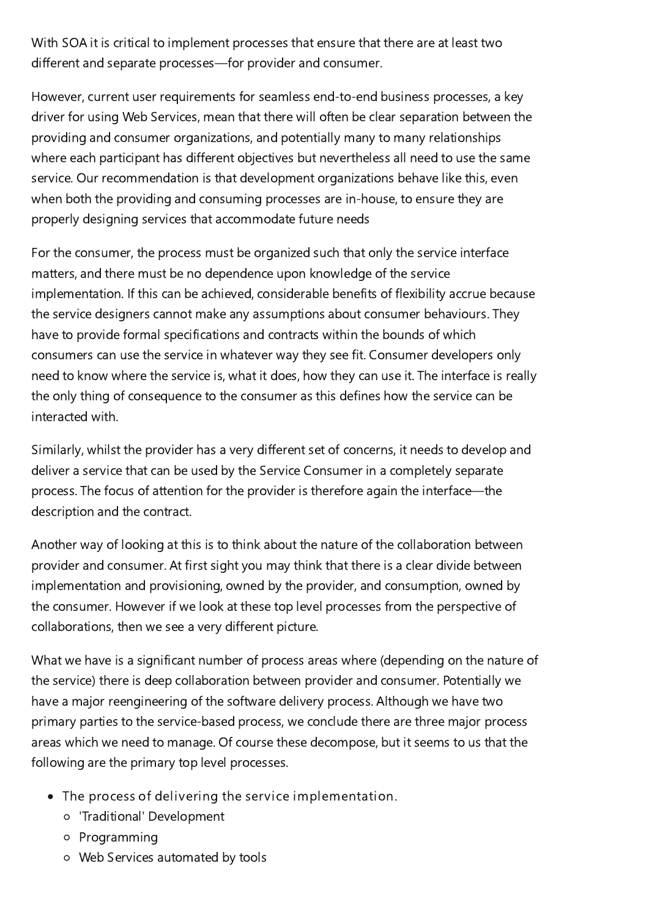With SOA it is critical to implement processes that ensure that there are at least two different and separate processes—for provider and consumer.

However, current user requirements for seamless end-to-end business processes, a key driver for using Web Services, mean that there will often be clear separation between the providing and consumer organizations, and potentially many to many relationships where each participant has different objectives but nevertheless all need to use the same service. Our recommendation is that development organizations behave like this, even when both the providing and consuming processes are in-house, to ensure they are properly designing services that accommodate future needs

For the consumer, the process must be organized such that only the service interface matters, and there must be no dependence upon knowledge of the service implementation. If this can be achieved, considerable benefits of flexibility accrue because the service designers cannot make any assumptions about consumer behaviours. They have to provide formal specifications and contracts within the bounds of which consumers can use the service in whatever way they see fit. Consumer developers only need to know where the service is, what it does, how they can use it. The interface is really the only thing of consequence to the consumer as this defines how the service can be interacted with.

Similarly, whilst the provider has a very different set of concerns, it needs to develop and deliver a service that can be used by the Service Consumer in a completely separate process. The focus of attention for the provider is therefore again the interface—the description and the contract.

Another way of looking at this is to think about the nature of the collaboration between provider and consumer. At first sight you may think that there is a clear divide between implementation and provisioning, owned by the provider, and consumption, owned by the consumer. However if we look at these top level processes from the perspective of collaborations, then we see a very different picture.

What we have is a significant number of process areas where (depending on the nature of the service) there is deep collaboration between provider and consumer. Potentially we have a major reengineering of the software delivery process. Although we have two primary parties to the service-based process, we conclude there are three major process areas which we need to manage. Of course these decompose, but it seems to us that the following are the primary top level processes.

- The process of delivering the service implementation.
  - 'Traditional' Development
  - Programming
  - Web Services automated by tools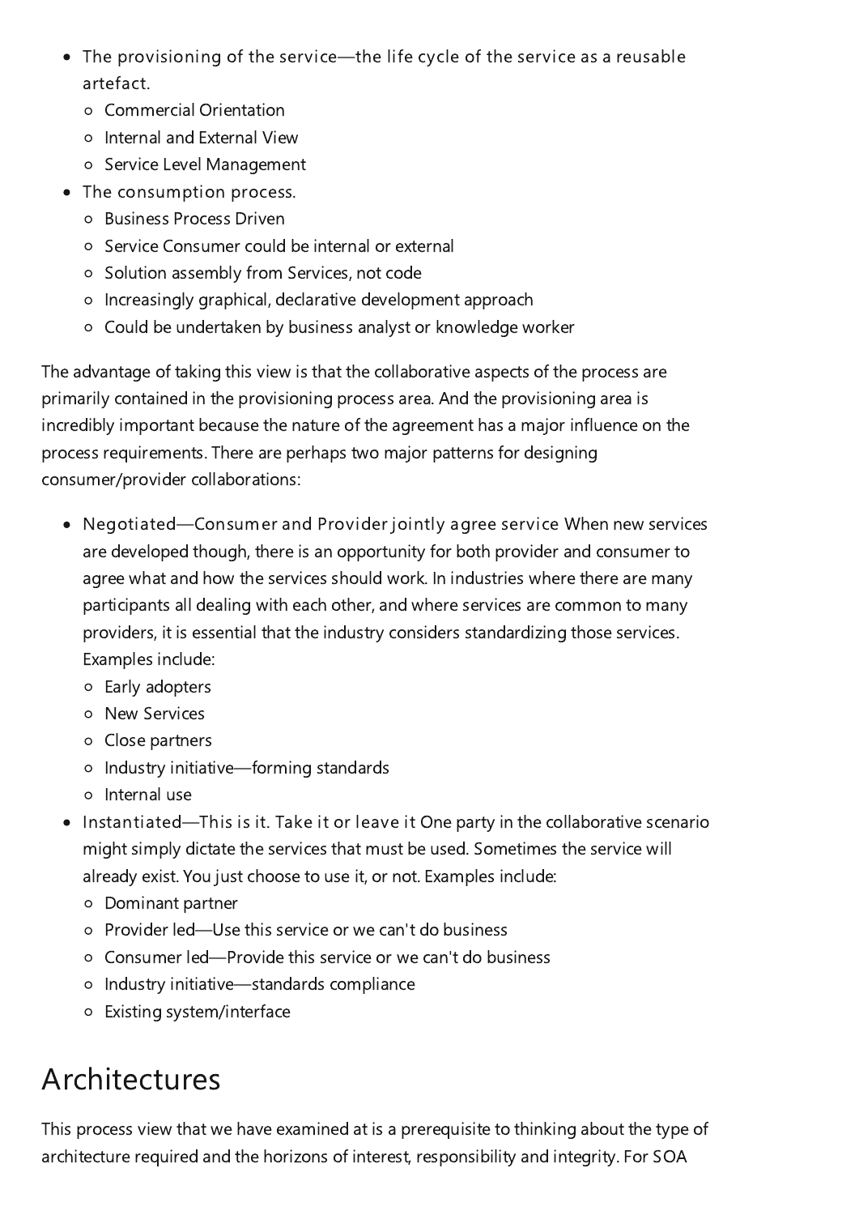- The provisioning of the service—the life cycle of the service as a reusable artefact.
    - Commercial Orientation
    - Internal and External View
    - Service Level Management
- The consumption process.
    - Business Process Driven
    - Service Consumer could be internal or external
    - Solution assembly from Services, not code
    - Increasingly graphical, declarative development approach
    - Could be undertaken by business analyst or knowledge worker

The advantage of taking this view is that the collaborative aspects of the process are primarily contained in the provisioning process area. And the provisioning area is incredibly important because the nature of the agreement has a major influence on the process requirements. There are perhaps two major patterns for designing consumer/provider collaborations:

- Negotiated—Consumer and Provider jointly agree service When new services are developed though, there is an opportunity for both provider and consumer to agree what and how the services should work. In industries where there are many participants all dealing with each other, and where services are common to many providers, it is essential that the industry considers standardizing those services. Examples include:
    - Early adopters
    - New Services
    - Close partners
    - Industry initiative—forming standards
    - Internal use
- Instantiated—This is it. Take it or leave it One party in the collaborative scenario might simply dictate the services that must be used. Sometimes the service will already exist. You just choose to use it, or not. Examples include:
    - Dominant partner
    - Provider led—Use this service or we can't do business
    - Consumer led—Provide this service or we can't do business
    - Industry initiative—standards compliance
    - Existing system/interface

# Architectures

This process view that we have examined at is a prerequisite to thinking about the type of architecture required and the horizons of interest, responsibility and integrity. For SOA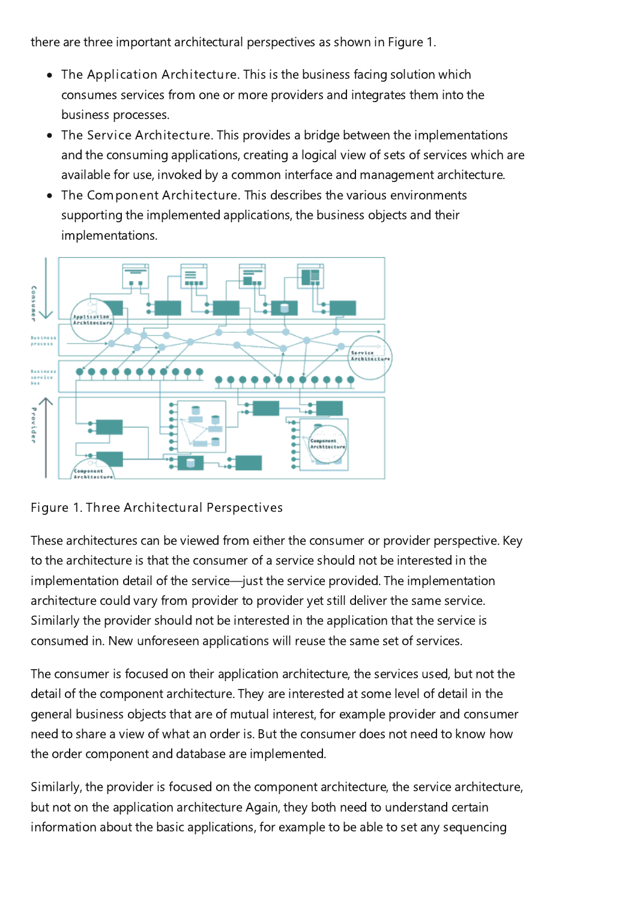there are three important architectural perspectives as shown in Figure 1.

- The Application Architecture. This is the business facing solution which consumes services from one or more providers and integrates them into the business processes.
- The Service Architecture. This provides a bridge between the implementations and the consuming applications, creating a logical view of sets of services which are available for use, invoked by a common interface and management architecture.
- The Component Architecture. This describes the various environments supporting the implemented applications, the business objects and their implementations.

Figure 1. Three Architectural Perspectives

These architectures can be viewed from either the consumer or provider perspective. Key to the architecture is that the consumer of a service should not be interested in the implementation detail of the service—just the service provided. The implementation architecture could vary from provider to provider yet still deliver the same service. Similarly the provider should not be interested in the application that the service is consumed in. New unforeseen applications will reuse the same set of services.

The consumer is focused on their application architecture, the services used, but not the detail of the component architecture. They are interested at some level of detail in the general business objects that are of mutual interest, for example provider and consumer need to share a view of what an order is. But the consumer does not need to know how the order component and database are implemented.

Similarly, the provider is focused on the component architecture, the service architecture, but not on the application architecture Again, they both need to understand certain information about the basic applications, for example to be able to set any sequencing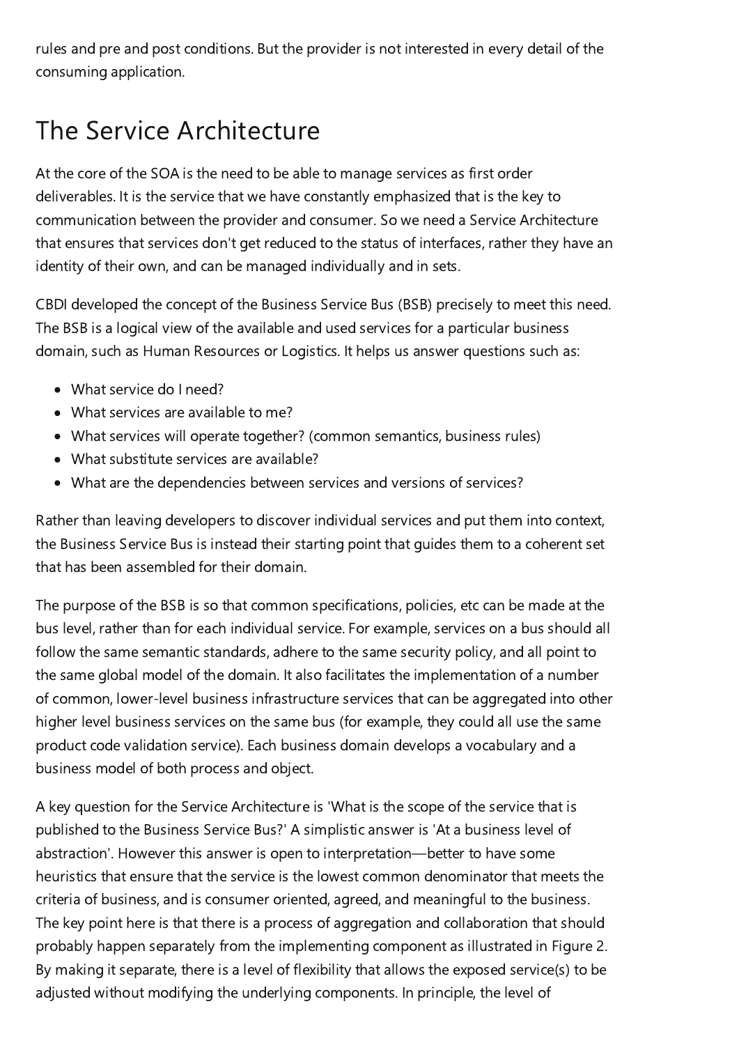rules and pre and post conditions. But the provider is not interested in every detail of the consuming application.

## The Service Architecture

At the core of the SOA is the need to be able to manage services as first order deliverables. It is the service that we have constantly emphasized that is the key to communication between the provider and consumer. So we need a Service Architecture that ensures that services don't get reduced to the status of interfaces, rather they have an identity of their own, and can be managed individually and in sets.

CBDI developed the concept of the Business Service Bus (BSB) precisely to meet this need. The BSB is a logical view of the available and used services for a particular business domain, such as Human Resources or Logistics. It helps us answer questions such as:

- What service do I need?
- What services are available to me?
- What services will operate together? (common semantics, business rules)
- What substitute services are available?
- What are the dependencies between services and versions of services?

Rather than leaving developers to discover individual services and put them into context, the Business Service Bus is instead their starting point that guides them to a coherent set that has been assembled for their domain.

The purpose of the BSB is so that common specifications, policies, etc can be made at the bus level, rather than for each individual service. For example, services on a bus should all follow the same semantic standards, adhere to the same security policy, and all point to the same global model of the domain. It also facilitates the implementation of a number of common, lower-level business infrastructure services that can be aggregated into other higher level business services on the same bus (for example, they could all use the same product code validation service). Each business domain develops a vocabulary and a business model of both process and object.

A key question for the Service Architecture is 'What is the scope of the service that is published to the Business Service Bus?' A simplistic answer is 'At a business level of abstraction'. However this answer is open to interpretation—better to have some heuristics that ensure that the service is the lowest common denominator that meets the criteria of business, and is consumer oriented, agreed, and meaningful to the business. The key point here is that there is a process of aggregation and collaboration that should probably happen separately from the implementing component as illustrated in Figure 2. By making it separate, there is a level of flexibility that allows the exposed service(s) to be adjusted without modifying the underlying components. In principle, the level of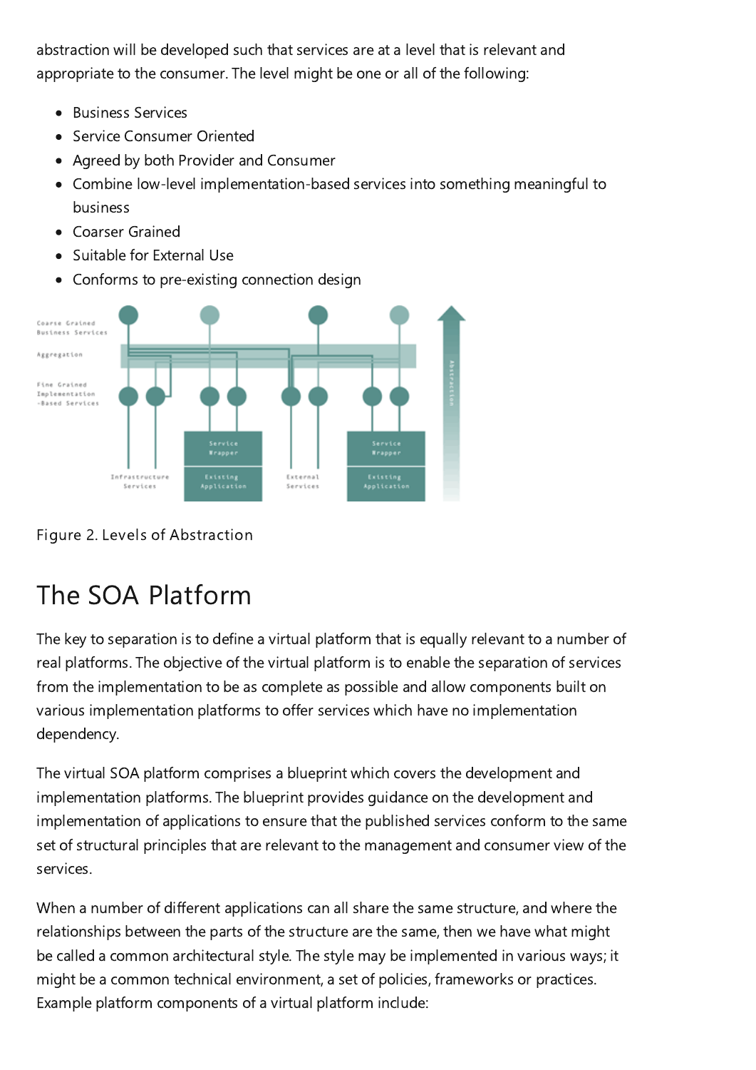abstraction will be developed such that services are at a level that is relevant and appropriate to the consumer. The level might be one or all of the following:

- Business Services
- Service Consumer Oriented
- Agreed by both Provider and Consumer
- Combine low-level implementation-based services into something meaningful to business
- Coarser Grained
- Suitable for External Use
- Conforms to pre-existing connection design

Coarse Grained Business Services

Aggregation

Fine Grained Implementation -Based Services

Service Wrapper

Service Wrapper

Infrastructure Services

Existing Application

External Services

Existing Application

Abstraction

Figure 2. Levels of Abstraction

# The SOA Platform

The key to separation is to define a virtual platform that is equally relevant to a number of real platforms. The objective of the virtual platform is to enable the separation of services from the implementation to be as complete as possible and allow components built on various implementation platforms to offer services which have no implementation dependency.

The virtual SOA platform comprises a blueprint which covers the development and implementation platforms. The blueprint provides guidance on the development and implementation of applications to ensure that the published services conform to the same set of structural principles that are relevant to the management and consumer view of the services.

When a number of different applications can all share the same structure, and where the relationships between the parts of the structure are the same, then we have what might be called a common architectural style. The style may be implemented in various ways; it might be a common technical environment, a set of policies, frameworks or practices. Example platform components of a virtual platform include: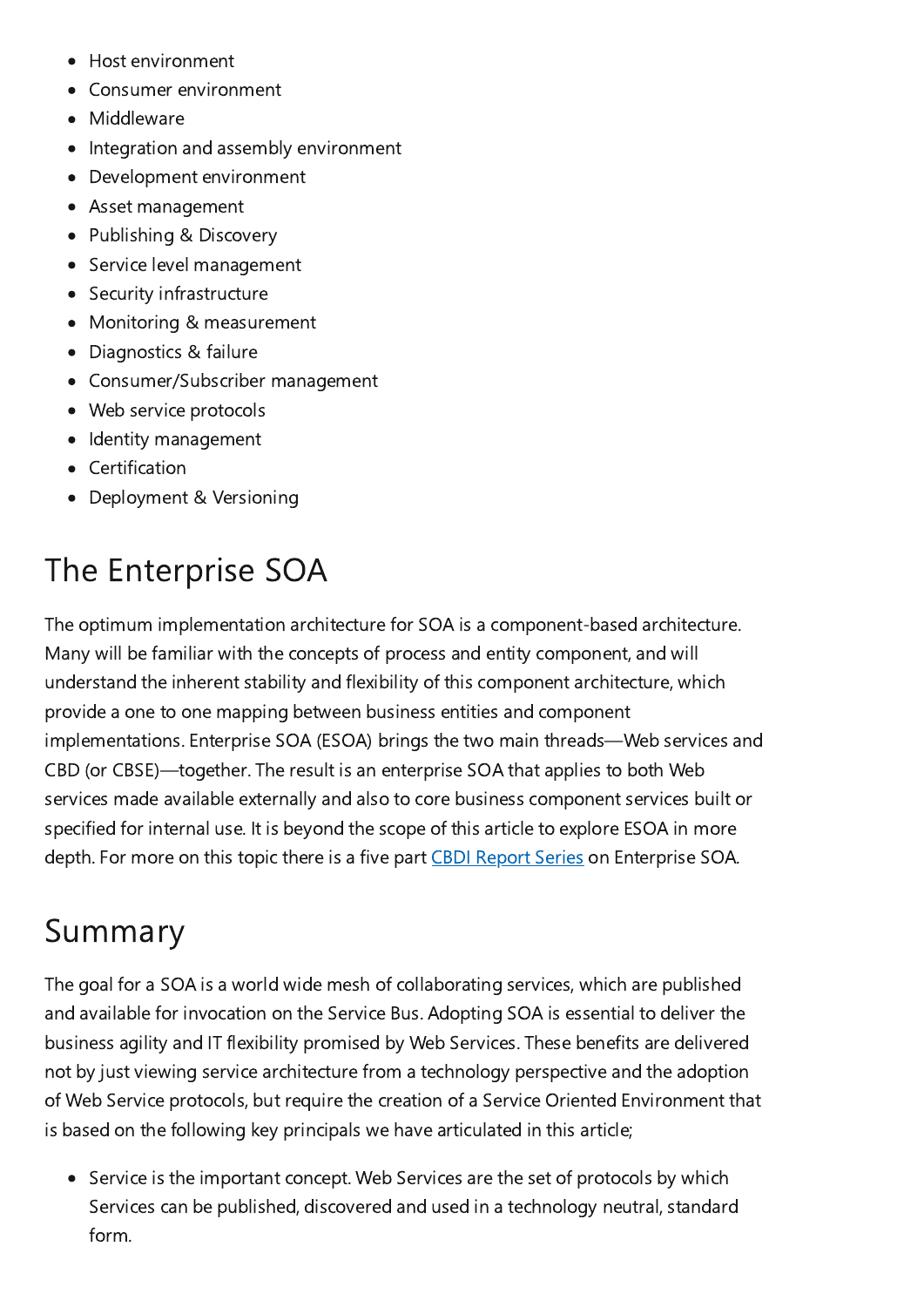- Host environment
- Consumer environment
- Middleware
- Integration and assembly environment
- Development environment
- Asset management
- Publishing & Discovery
- Service level management
- Security infrastructure
- Monitoring & measurement
- Diagnostics & failure
- Consumer/Subscriber management
- Web service protocols
- Identity management
- Certification
- Deployment & Versioning

## The Enterprise SOA

The optimum implementation architecture for SOA is a component-based architecture. Many will be familiar with the concepts of process and entity component, and will understand the inherent stability and flexibility of this component architecture, which provide a one to one mapping between business entities and component implementations. Enterprise SOA (ESOA) brings the two main threads—Web services and CBD (or CBSE)—together. The result is an enterprise SOA that applies to both Web services made available externally and also to core business component services built or specified for internal use. It is beyond the scope of this article to explore ESOA in more depth. For more on this topic there is a five part CBDI Report Series on Enterprise SOA.

## Summary

The goal for a SOA is a world wide mesh of collaborating services, which are published and available for invocation on the Service Bus. Adopting SOA is essential to deliver the business agility and IT flexibility promised by Web Services. These benefits are delivered not by just viewing service architecture from a technology perspective and the adoption of Web Service protocols, but require the creation of a Service Oriented Environment that is based on the following key principals we have articulated in this article;

- Service is the important concept. Web Services are the set of protocols by which Services can be published, discovered and used in a technology neutral, standard form.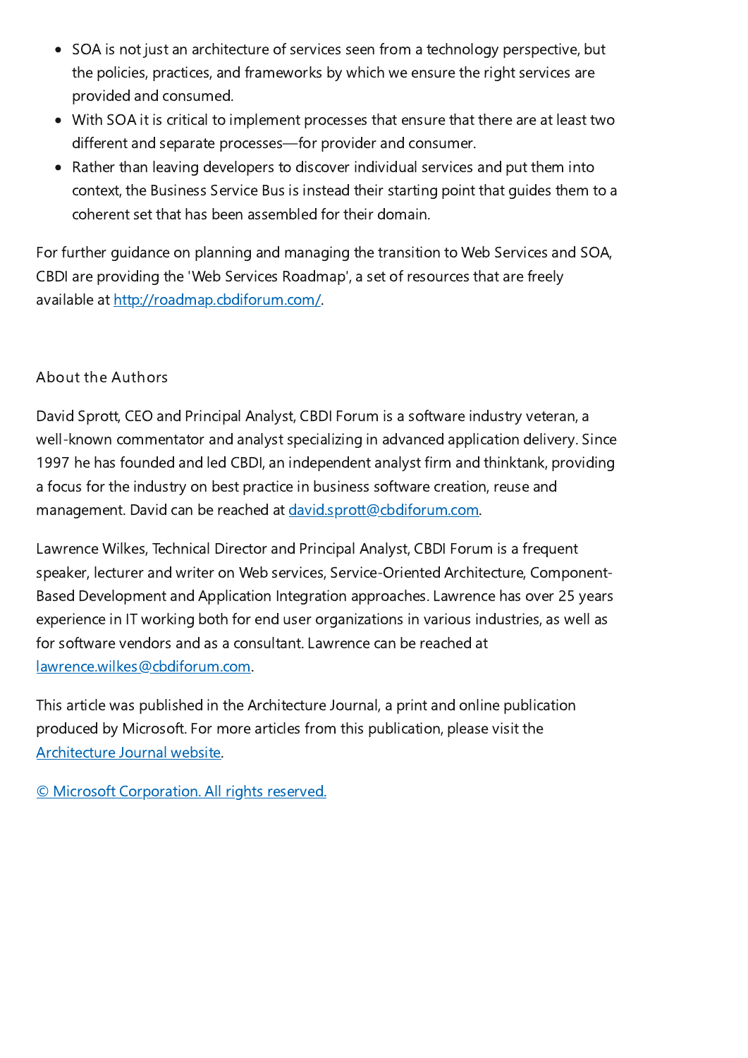- SOA is not just an architecture of services seen from a technology perspective, but the policies, practices, and frameworks by which we ensure the right services are provided and consumed.
- With SOA it is critical to implement processes that ensure that there are at least two different and separate processes—for provider and consumer.
- Rather than leaving developers to discover individual services and put them into context, the Business Service Bus is instead their starting point that guides them to a coherent set that has been assembled for their domain.

For further guidance on planning and managing the transition to Web Services and SOA, CBDI are providing the 'Web Services Roadmap', a set of resources that are freely available at http://roadmap.cbdiforum.com/.

## About the Authors

David Sprott, CEO and Principal Analyst, CBDI Forum is a software industry veteran, a well-known commentator and analyst specializing in advanced application delivery. Since 1997 he has founded and led CBDI, an independent analyst firm and thinktank, providing a focus for the industry on best practice in business software creation, reuse and management. David can be reached at david.sprott@cbdiforum.com.

Lawrence Wilkes, Technical Director and Principal Analyst, CBDI Forum is a frequent speaker, lecturer and writer on Web services, Service-Oriented Architecture, Component-Based Development and Application Integration approaches. Lawrence has over 25 years experience in IT working both for end user organizations in various industries, as well as for software vendors and as a consultant. Lawrence can be reached at lawrence.wilkes@cbdiforum.com.

This article was published in the Architecture Journal, a print and online publication produced by Microsoft. For more articles from this publication, please visit the Architecture Journal website.

© Microsoft Corporation. All rights reserved.